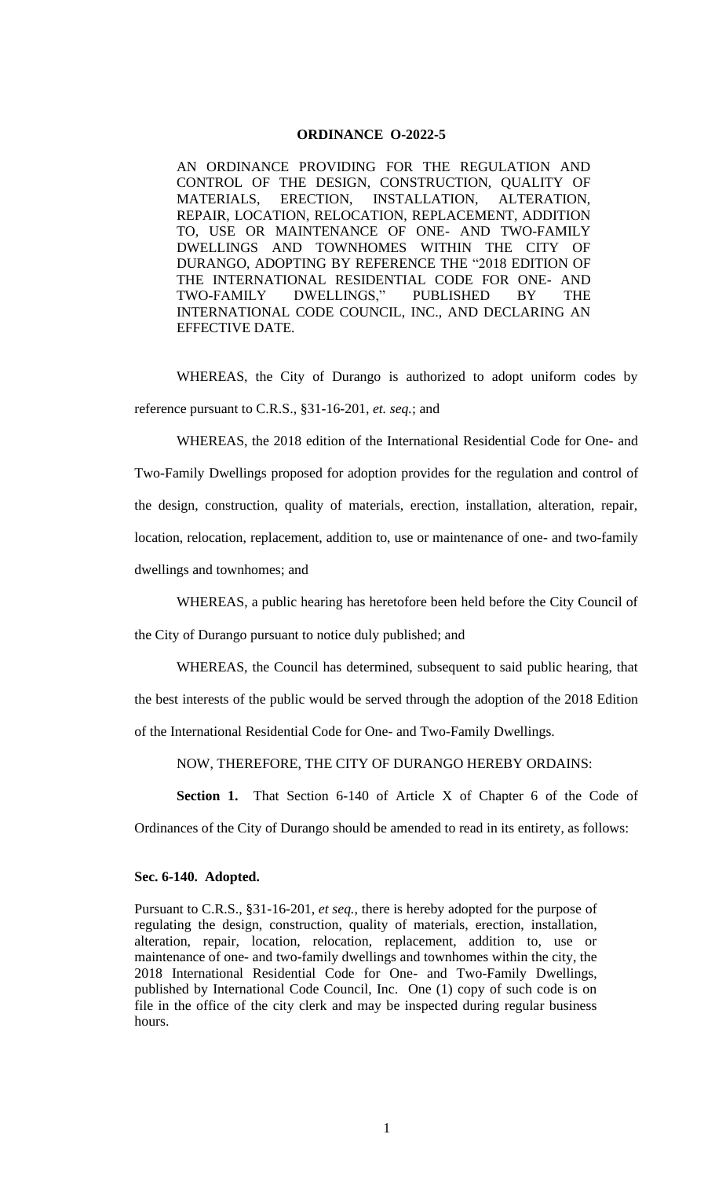**ORDINANCE O-2022-5**

AN ORDINANCE PROVIDING FOR THE REGULATION AND CONTROL OF THE DESIGN, CONSTRUCTION, QUALITY OF MATERIALS, ERECTION, INSTALLATION, ALTERATION, REPAIR, LOCATION, RELOCATION, REPLACEMENT, ADDITION TO, USE OR MAINTENANCE OF ONE- AND TWO-FAMILY DWELLINGS AND TOWNHOMES WITHIN THE CITY OF DURANGO, ADOPTING BY REFERENCE THE "2018 EDITION OF THE INTERNATIONAL RESIDENTIAL CODE FOR ONE- AND TWO-FAMILY DWELLINGS," PUBLISHED BY THE INTERNATIONAL CODE COUNCIL, INC., AND DECLARING AN EFFECTIVE DATE.

WHEREAS, the City of Durango is authorized to adopt uniform codes by reference pursuant to C.R.S., §31-16-201, *et. seq.*; and

WHEREAS, the 2018 edition of the International Residential Code for One- and Two-Family Dwellings proposed for adoption provides for the regulation and control of the design, construction, quality of materials, erection, installation, alteration, repair, location, relocation, replacement, addition to, use or maintenance of one- and two-family dwellings and townhomes; and

WHEREAS, a public hearing has heretofore been held before the City Council of the City of Durango pursuant to notice duly published; and

WHEREAS, the Council has determined, subsequent to said public hearing, that the best interests of the public would be served through the adoption of the 2018 Edition of the International Residential Code for One- and Two-Family Dwellings.

NOW, THEREFORE, THE CITY OF DURANGO HEREBY ORDAINS:

**Section 1.** That Section 6-140 of Article X of Chapter 6 of the Code of Ordinances of the City of Durango should be amended to read in its entirety, as follows:

**Sec. 6-140. Adopted.**

Pursuant to C.R.S., §31-16-201, *et seq.*, there is hereby adopted for the purpose of regulating the design, construction, quality of materials, erection, installation, alteration, repair, location, relocation, replacement, addition to, use or maintenance of one- and two-family dwellings and townhomes within the city, the 2018 International Residential Code for One- and Two-Family Dwellings, published by International Code Council, Inc. One (1) copy of such code is on file in the office of the city clerk and may be inspected during regular business hours.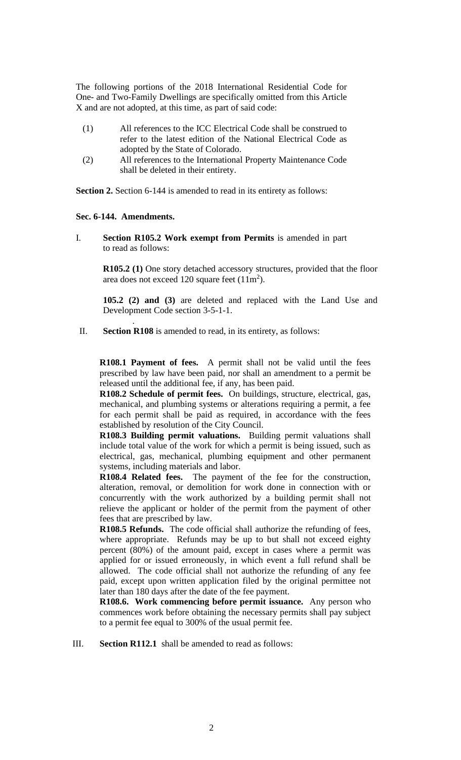The following portions of the 2018 International Residential Code for One- and Two-Family Dwellings are specifically omitted from this Article X and are not adopted, at this time, as part of said code:

(1) All references to the ICC Electrical Code shall be construed to refer to the latest edition of the National Electrical Code as adopted by the State of Colorado.

(2) All references to the International Property Maintenance Code shall be deleted in their entirety.

**Section 2.** Section 6-144 is amended to read in its entirety as follows:

**Sec. 6-144. Amendments.**

I. **Section R105.2 Work exempt from Permits** is amended in part to read as follows:

**R105.2 (1)** One story detached accessory structures, provided that the floor area does not exceed 120 square feet ($11m^2$).

**105.2 (2) and (3)** are deleted and replaced with the Land Use and Development Code section 3-5-1-1.

II. **Section R108** is amended to read, in its entirety, as follows:

**R108.1 Payment of fees.** A permit shall not be valid until the fees prescribed by law have been paid, nor shall an amendment to a permit be released until the additional fee, if any, has been paid.

**R108.2 Schedule of permit fees.** On buildings, structure, electrical, gas, mechanical, and plumbing systems or alterations requiring a permit, a fee for each permit shall be paid as required, in accordance with the fees established by resolution of the City Council.

**R108.3 Building permit valuations.** Building permit valuations shall include total value of the work for which a permit is being issued, such as electrical, gas, mechanical, plumbing equipment and other permanent systems, including materials and labor.

**R108.4 Related fees.** The payment of the fee for the construction, alteration, removal, or demolition for work done in connection with or concurrently with the work authorized by a building permit shall not relieve the applicant or holder of the permit from the payment of other fees that are prescribed by law.

**R108.5 Refunds.** The code official shall authorize the refunding of fees, where appropriate. Refunds may be up to but shall not exceed eighty percent (80%) of the amount paid, except in cases where a permit was applied for or issued erroneously, in which event a full refund shall be allowed. The code official shall not authorize the refunding of any fee paid, except upon written application filed by the original permittee not later than 180 days after the date of the fee payment.

**R108.6. Work commencing before permit issuance.** Any person who commences work before obtaining the necessary permits shall pay subject to a permit fee equal to 300% of the usual permit fee.

III. **Section R112.1** shall be amended to read as follows: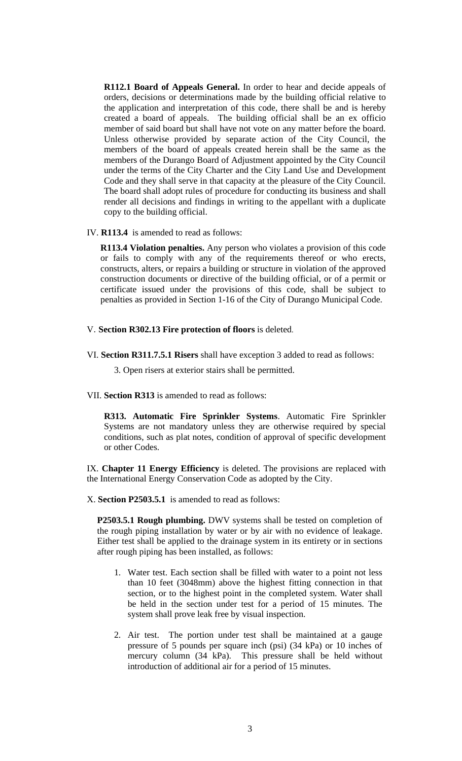**R112.1 Board of Appeals General.** In order to hear and decide appeals of orders, decisions or determinations made by the building official relative to the application and interpretation of this code, there shall be and is hereby created a board of appeals. The building official shall be an ex officio member of said board but shall have not vote on any matter before the board. Unless otherwise provided by separate action of the City Council, the members of the board of appeals created herein shall be the same as the members of the Durango Board of Adjustment appointed by the City Council under the terms of the City Charter and the City Land Use and Development Code and they shall serve in that capacity at the pleasure of the City Council. The board shall adopt rules of procedure for conducting its business and shall render all decisions and findings in writing to the appellant with a duplicate copy to the building official.

IV. **R113.4** is amended to read as follows:

**R113.4 Violation penalties.** Any person who violates a provision of this code or fails to comply with any of the requirements thereof or who erects, constructs, alters, or repairs a building or structure in violation of the approved construction documents or directive of the building official, or of a permit or certificate issued under the provisions of this code, shall be subject to penalties as provided in Section 1-16 of the City of Durango Municipal Code.

V. **Section R302.13 Fire protection of floors** is deleted.

VI. **Section R311.7.5.1 Risers** shall have exception 3 added to read as follows:

3. Open risers at exterior stairs shall be permitted.

VII. **Section R313** is amended to read as follows:

**R313. Automatic Fire Sprinkler Systems**. Automatic Fire Sprinkler Systems are not mandatory unless they are otherwise required by special conditions, such as plat notes, condition of approval of specific development or other Codes.

IX. **Chapter 11 Energy Efficiency** is deleted. The provisions are replaced with the International Energy Conservation Code as adopted by the City.

X. **Section P2503.5.1** is amended to read as follows:

**P2503.5.1 Rough plumbing.** DWV systems shall be tested on completion of the rough piping installation by water or by air with no evidence of leakage. Either test shall be applied to the drainage system in its entirety or in sections after rough piping has been installed, as follows:

1. Water test. Each section shall be filled with water to a point not less than 10 feet (3048mm) above the highest fitting connection in that section, or to the highest point in the completed system. Water shall be held in the section under test for a period of 15 minutes. The system shall prove leak free by visual inspection.

2. Air test. The portion under test shall be maintained at a gauge pressure of 5 pounds per square inch (psi) (34 kPa) or 10 inches of mercury column (34 kPa). This pressure shall be held without introduction of additional air for a period of 15 minutes.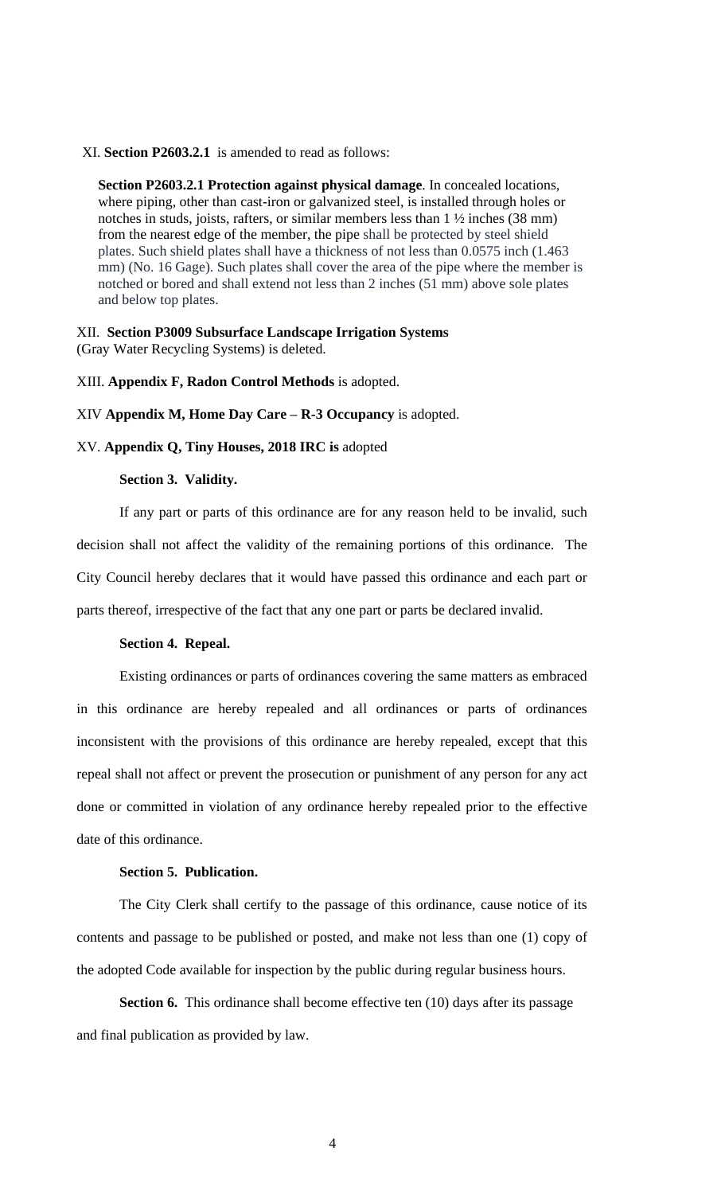XI. **Section P2603.2.1** is amended to read as follows:

> **Section P2603.2.1 Protection against physical damage**. In concealed locations, where piping, other than cast-iron or galvanized steel, is installed through holes or notches in studs, joists, rafters, or similar members less than 1 ½ inches (38 mm) from the nearest edge of the member, the pipe shall be protected by steel shield plates. Such shield plates shall have a thickness of not less than 0.0575 inch (1.463 mm) (No. 16 Gage). Such plates shall cover the area of the pipe where the member is notched or bored and shall extend not less than 2 inches (51 mm) above sole plates and below top plates.

XII. **Section P3009 Subsurface Landscape Irrigation Systems** (Gray Water Recycling Systems) is deleted.

XIII. **Appendix F, Radon Control Methods** is adopted.

XIV **Appendix M, Home Day Care – R-3 Occupancy** is adopted.

XV. **Appendix Q, Tiny Houses, 2018 IRC is** adopted

**Section 3. Validity.**

If any part or parts of this ordinance are for any reason held to be invalid, such decision shall not affect the validity of the remaining portions of this ordinance. The City Council hereby declares that it would have passed this ordinance and each part or parts thereof, irrespective of the fact that any one part or parts be declared invalid.

**Section 4. Repeal.**

Existing ordinances or parts of ordinances covering the same matters as embraced in this ordinance are hereby repealed and all ordinances or parts of ordinances inconsistent with the provisions of this ordinance are hereby repealed, except that this repeal shall not affect or prevent the prosecution or punishment of any person for any act done or committed in violation of any ordinance hereby repealed prior to the effective date of this ordinance.

**Section 5. Publication.**

The City Clerk shall certify to the passage of this ordinance, cause notice of its contents and passage to be published or posted, and make not less than one (1) copy of the adopted Code available for inspection by the public during regular business hours.

**Section 6.** This ordinance shall become effective ten (10) days after its passage and final publication as provided by law.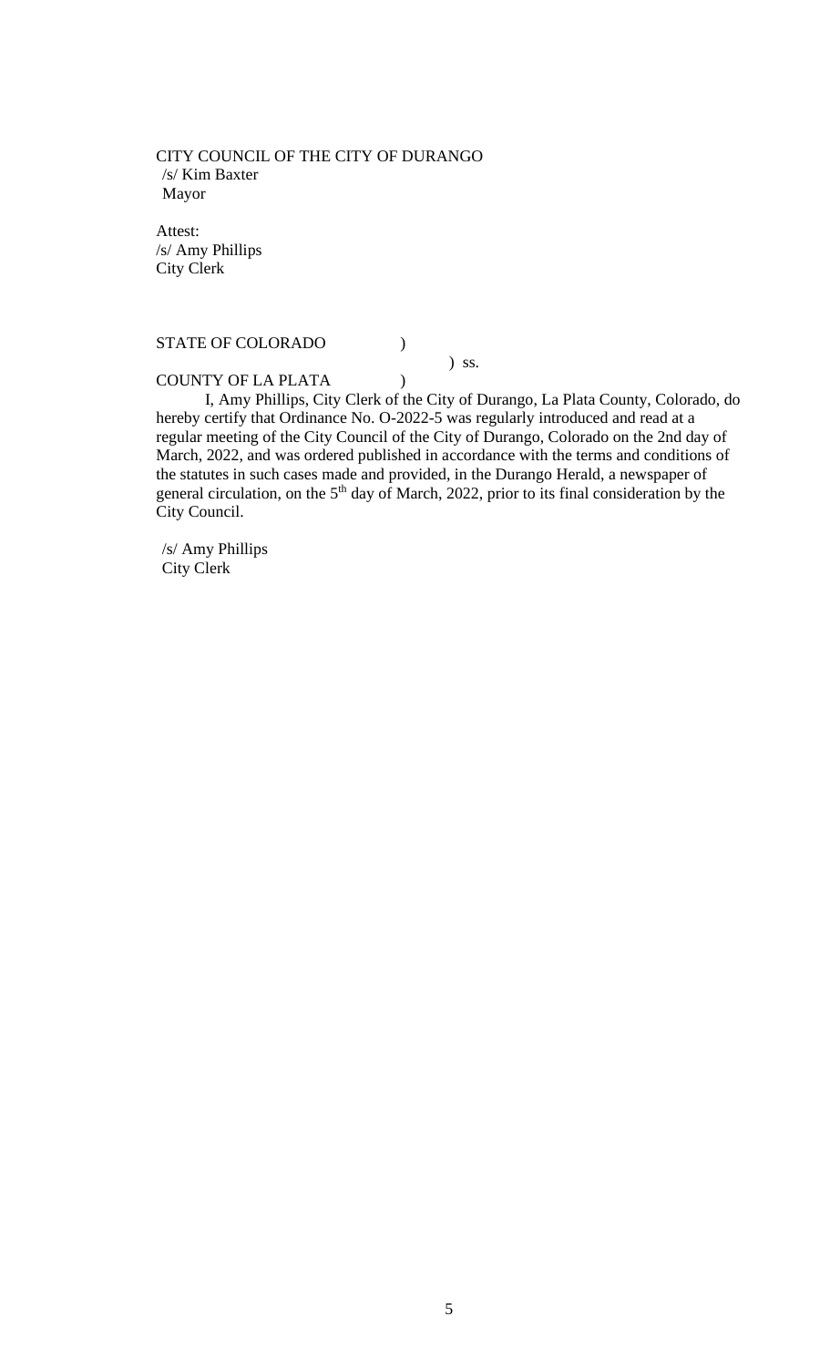CITY COUNCIL OF THE CITY OF DURANGO
/s/ Kim Baxter
Mayor

Attest:
/s/ Amy Phillips
City Clerk

STATE OF COLORADO )
) ss.
COUNTY OF LA PLATA )

I, Amy Phillips, City Clerk of the City of Durango, La Plata County, Colorado, do hereby certify that Ordinance No. O-2022-5 was regularly introduced and read at a regular meeting of the City Council of the City of Durango, Colorado on the 2nd day of March, 2022, and was ordered published in accordance with the terms and conditions of the statutes in such cases made and provided, in the Durango Herald, a newspaper of general circulation, on the 5th day of March, 2022, prior to its final consideration by the City Council.

/s/ Amy Phillips
City Clerk